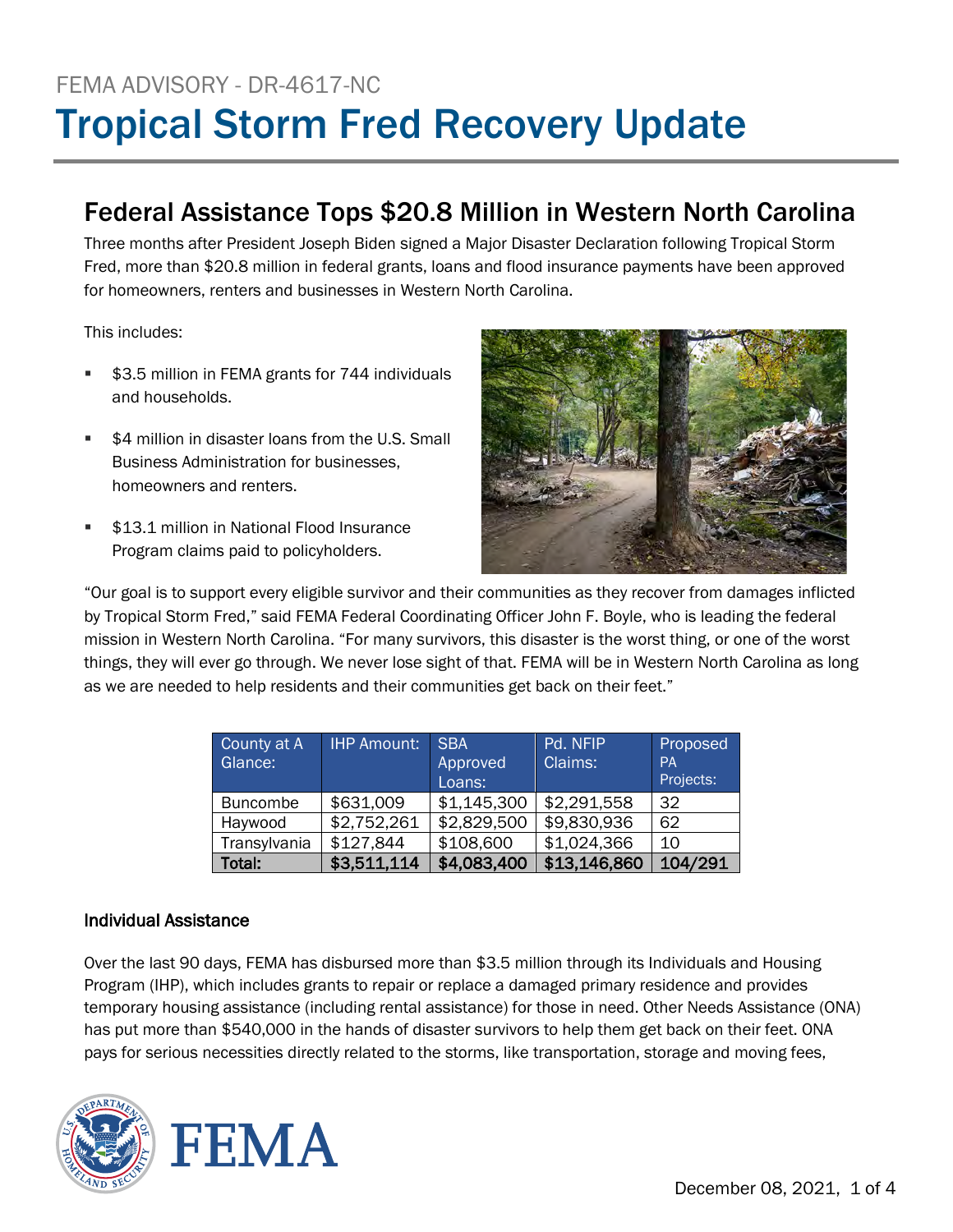FEMA ADVISORY - DR-4617-NC

# Tropical Storm Fred Recovery Update

## Federal Assistance Tops $20.8 Million in Western North Carolina

Three months after President Joseph Biden signed a Major Disaster Declaration following Tropical Storm Fred, more than $20.8 million in federal grants, loans and flood insurance payments have been approved for homeowners, renters and businesses in Western North Carolina.

This includes:

- $3.5 million in FEMA grants for 744 individuals and households.
- $4 million in disaster loans from the U.S. Small Business Administration for businesses, homeowners and renters.
- $13.1 million in National Flood Insurance Program claims paid to policyholders.

"Our goal is to support every eligible survivor and their communities as they recover from damages inflicted by Tropical Storm Fred," said FEMA Federal Coordinating Officer John F. Boyle, who is leading the federal mission in Western North Carolina. "For many survivors, this disaster is the worst thing, or one of the worst things, they will ever go through. We never lose sight of that. FEMA will be in Western North Carolina as long as we are needed to help residents and their communities get back on their feet."

| County at A Glance: | IHP Amount: | SBA Approved Loans: | Pd. NFIP Claims: | Proposed PA Projects: |
|---|---|---|---|---|
| Buncombe | $631,009 | $1,145,300 | $2,291,558 | 32 |
| Haywood | $2,752,261 | $2,829,500 | $9,830,936 | 62 |
| Transylvania | $127,844 | $108,600 | $1,024,366 | 10 |
| **Total:** | **$3,511,114** | **$4,083,400** | **$13,146,860** | **104/291** |

### Individual Assistance

Over the last 90 days, FEMA has disbursed more than $3.5 million through its Individuals and Housing Program (IHP), which includes grants to repair or replace a damaged primary residence and provides temporary housing assistance (including rental assistance) for those in need. Other Needs Assistance (ONA) has put more than $540,000 in the hands of disaster survivors to help them get back on their feet. ONA pays for serious necessities directly related to the storms, like transportation, storage and moving fees,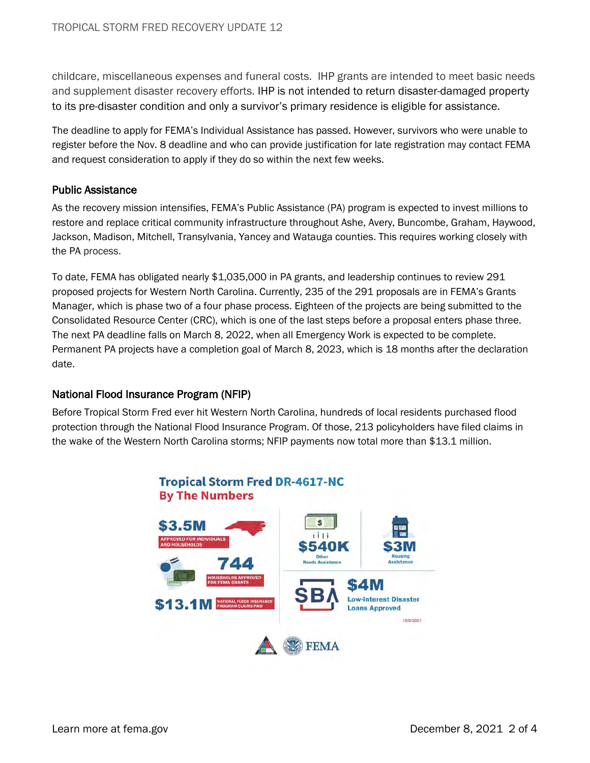childcare, miscellaneous expenses and funeral costs. IHP grants are intended to meet basic needs and supplement disaster recovery efforts. IHP is not intended to return disaster-damaged property to its pre-disaster condition and only a survivor's primary residence is eligible for assistance.

The deadline to apply for FEMA's Individual Assistance has passed. However, survivors who were unable to register before the Nov. 8 deadline and who can provide justification for late registration may contact FEMA and request consideration to apply if they do so within the next few weeks.

### Public Assistance

As the recovery mission intensifies, FEMA's Public Assistance (PA) program is expected to invest millions to restore and replace critical community infrastructure throughout Ashe, Avery, Buncombe, Graham, Haywood, Jackson, Madison, Mitchell, Transylvania, Yancey and Watauga counties. This requires working closely with the PA process.

To date, FEMA has obligated nearly $1,035,000 in PA grants, and leadership continues to review 291 proposed projects for Western North Carolina. Currently, 235 of the 291 proposals are in FEMA's Grants Manager, which is phase two of a four phase process. Eighteen of the projects are being submitted to the Consolidated Resource Center (CRC), which is one of the last steps before a proposal enters phase three. The next PA deadline falls on March 8, 2022, when all Emergency Work is expected to be complete. Permanent PA projects have a completion goal of March 8, 2023, which is 18 months after the declaration date.

### National Flood Insurance Program (NFIP)

Before Tropical Storm Fred ever hit Western North Carolina, hundreds of local residents purchased flood protection through the National Flood Insurance Program. Of those, 213 policyholders have filed claims in the wake of the Western North Carolina storms; NFIP payments now total more than $13.1 million.

**Tropical Storm Fred DR-4617-NC**
**By The Numbers**

- **$3.5M** APPROVED FOR INDIVIDUALS AND HOUSEHOLDS
- **744** HOUSEHOLDS APPROVED FOR FEMA GRANTS
- **$13.1M** NATIONAL FLOOD INSURANCE PROGRAM CLAIMS PAID
- **$540K** Other Needs Assistance
- **$3M** Housing Assistance
- SBA **$4M** Low-interest Disaster Loans Approved

12/8/2021

FEMA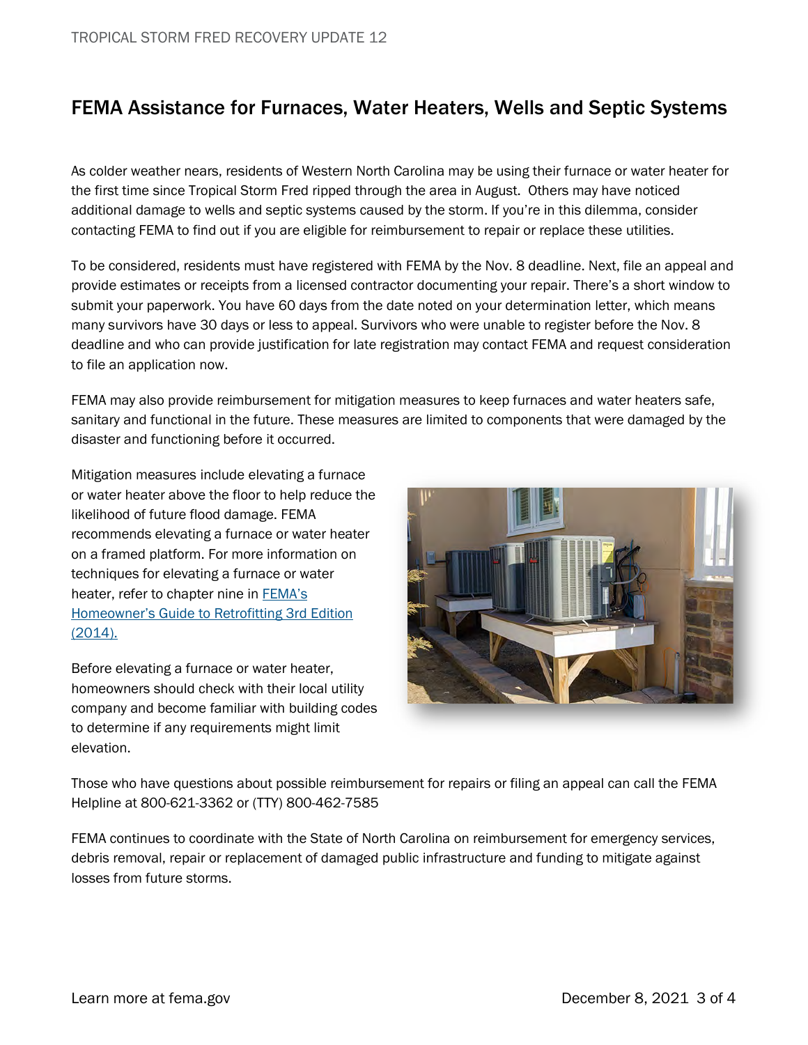## FEMA Assistance for Furnaces, Water Heaters, Wells and Septic Systems

As colder weather nears, residents of Western North Carolina may be using their furnace or water heater for the first time since Tropical Storm Fred ripped through the area in August. Others may have noticed additional damage to wells and septic systems caused by the storm. If you're in this dilemma, consider contacting FEMA to find out if you are eligible for reimbursement to repair or replace these utilities.

To be considered, residents must have registered with FEMA by the Nov. 8 deadline. Next, file an appeal and provide estimates or receipts from a licensed contractor documenting your repair. There's a short window to submit your paperwork. You have 60 days from the date noted on your determination letter, which means many survivors have 30 days or less to appeal. Survivors who were unable to register before the Nov. 8 deadline and who can provide justification for late registration may contact FEMA and request consideration to file an application now.

FEMA may also provide reimbursement for mitigation measures to keep furnaces and water heaters safe, sanitary and functional in the future. These measures are limited to components that were damaged by the disaster and functioning before it occurred.

Mitigation measures include elevating a furnace or water heater above the floor to help reduce the likelihood of future flood damage. FEMA recommends elevating a furnace or water heater on a framed platform. For more information on techniques for elevating a furnace or water heater, refer to chapter nine in [FEMA's Homeowner's Guide to Retrofitting 3rd Edition (2014).]()

Before elevating a furnace or water heater, homeowners should check with their local utility company and become familiar with building codes to determine if any requirements might limit elevation.

Those who have questions about possible reimbursement for repairs or filing an appeal can call the FEMA Helpline at 800-621-3362 or (TTY) 800-462-7585

FEMA continues to coordinate with the State of North Carolina on reimbursement for emergency services, debris removal, repair or replacement of damaged public infrastructure and funding to mitigate against losses from future storms.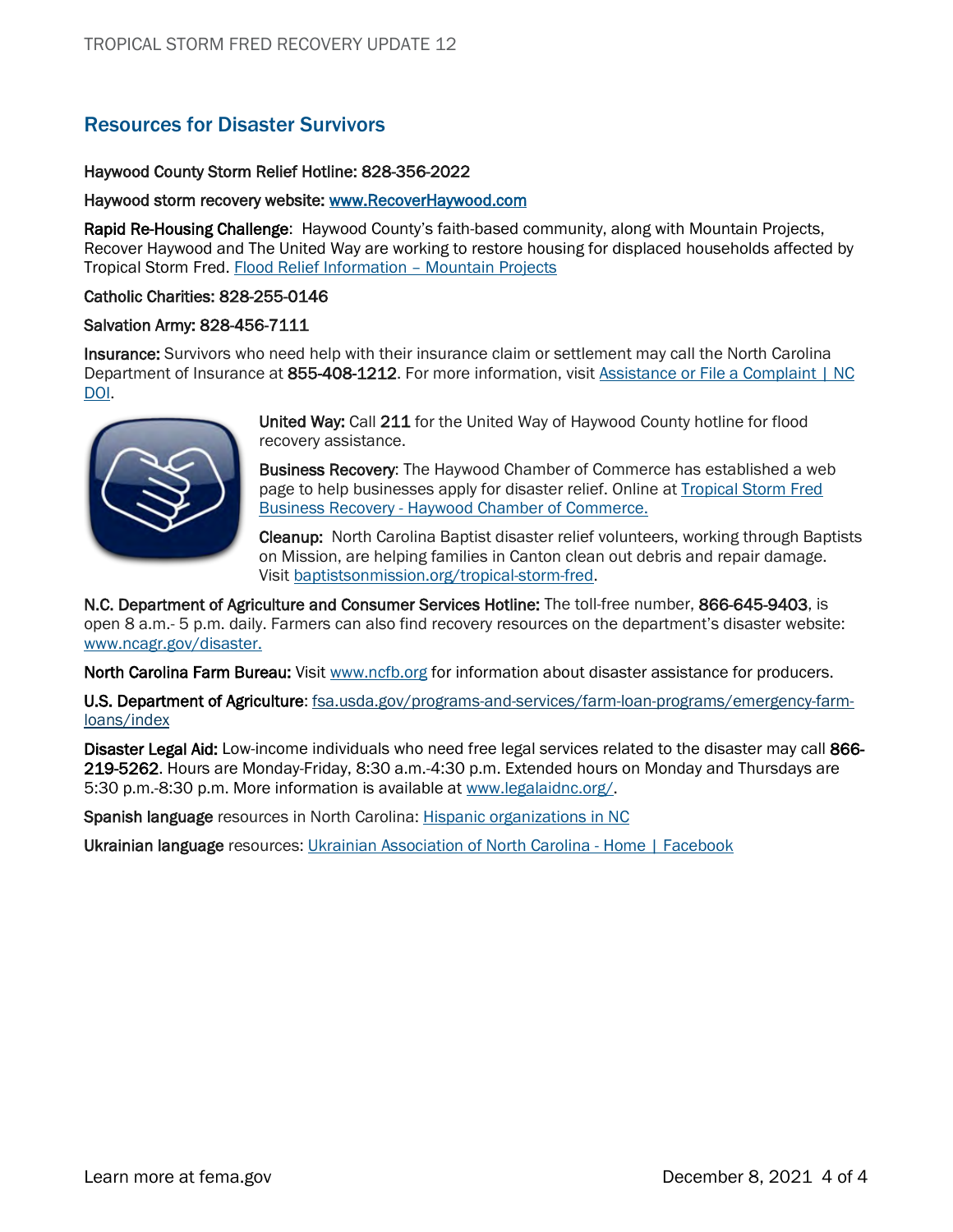## Resources for Disaster Survivors

**Haywood County Storm Relief Hotline: 828-356-2022**

**Haywood storm recovery website: [www.RecoverHaywood.com](www.RecoverHaywood.com)**

**Rapid Re-Housing Challenge**: Haywood County's faith-based community, along with Mountain Projects, Recover Haywood and The United Way are working to restore housing for displaced households affected by Tropical Storm Fred. Flood Relief Information – Mountain Projects

**Catholic Charities: 828-255-0146**

**Salvation Army: 828-456-7111**

**Insurance:** Survivors who need help with their insurance claim or settlement may call the North Carolina Department of Insurance at **855-408-1212**. For more information, visit Assistance or File a Complaint | NC DOI.

**United Way:** Call **211** for the United Way of Haywood County hotline for flood recovery assistance.

**Business Recovery**: The Haywood Chamber of Commerce has established a web page to help businesses apply for disaster relief. Online at Tropical Storm Fred Business Recovery - Haywood Chamber of Commerce.

**Cleanup:** North Carolina Baptist disaster relief volunteers, working through Baptists on Mission, are helping families in Canton clean out debris and repair damage. Visit baptistsonmission.org/tropical-storm-fred.

**N.C. Department of Agriculture and Consumer Services Hotline:** The toll-free number, **866-645-9403**, is open 8 a.m.- 5 p.m. daily. Farmers can also find recovery resources on the department's disaster website: www.ncagr.gov/disaster.

**North Carolina Farm Bureau:** Visit www.ncfb.org for information about disaster assistance for producers.

**U.S. Department of Agriculture**: fsa.usda.gov/programs-and-services/farm-loan-programs/emergency-farm-loans/index

**Disaster Legal Aid:** Low-income individuals who need free legal services related to the disaster may call **866-219-5262**. Hours are Monday-Friday, 8:30 a.m.-4:30 p.m. Extended hours on Monday and Thursdays are 5:30 p.m.-8:30 p.m. More information is available at www.legalaidnc.org/.

**Spanish language** resources in North Carolina: Hispanic organizations in NC

**Ukrainian language** resources: Ukrainian Association of North Carolina - Home | Facebook